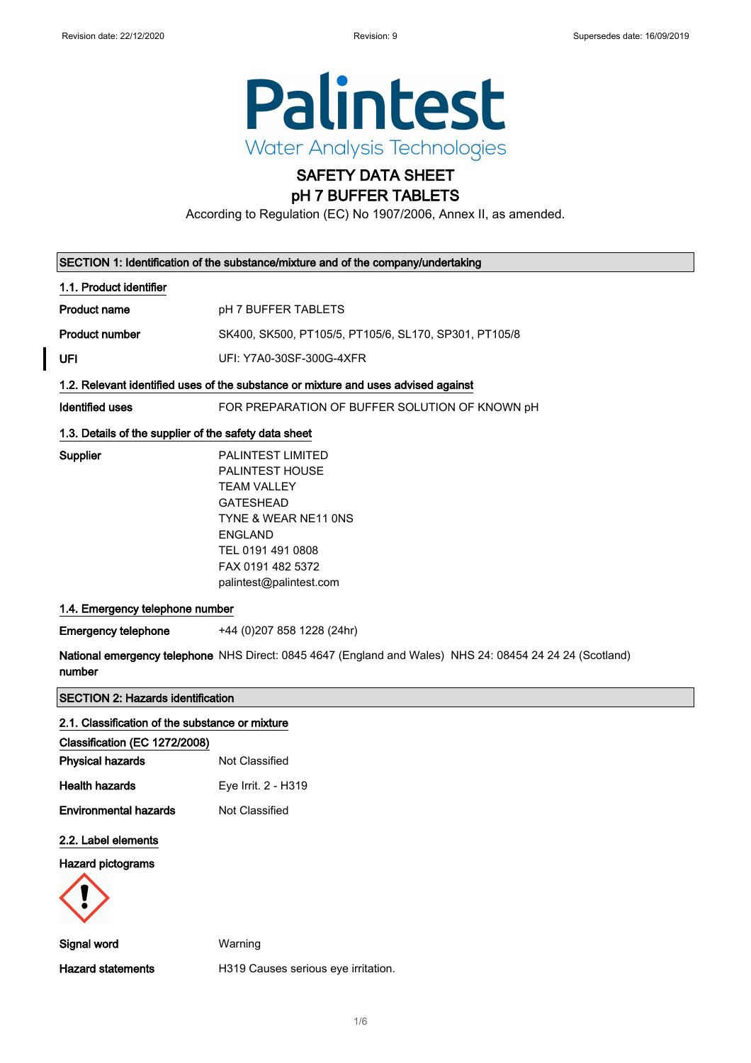Revision date: 22/12/2020 Revision: 9 Supersedes date: 16/09/2019

**Palintest**
Water Analysis Technologies

# SAFETY DATA SHEET
# pH 7 BUFFER TABLETS

According to Regulation (EC) No 1907/2006, Annex II, as amended.

## SECTION 1: Identification of the substance/mixture and of the company/undertaking

### 1.1. Product identifier

**Product name** pH 7 BUFFER TABLETS

**Product number** SK400, SK500, PT105/5, PT105/6, SL170, SP301, PT105/8

**UFI** UFI: Y7A0-30SF-300G-4XFR

### 1.2. Relevant identified uses of the substance or mixture and uses advised against

**Identified uses** FOR PREPARATION OF BUFFER SOLUTION OF KNOWN pH

### 1.3. Details of the supplier of the safety data sheet

**Supplier**
PALINTEST LIMITED
PALINTEST HOUSE
TEAM VALLEY
GATESHEAD
TYNE & WEAR NE11 0NS
ENGLAND
TEL 0191 491 0808
FAX 0191 482 5372
palintest@palintest.com

### 1.4. Emergency telephone number

**Emergency telephone** +44 (0)207 858 1228 (24hr)

**National emergency telephone number** NHS Direct: 0845 4647 (England and Wales) NHS 24: 08454 24 24 24 (Scotland)

## SECTION 2: Hazards identification

### 2.1. Classification of the substance or mixture

**Classification (EC 1272/2008)**

**Physical hazards** Not Classified

**Health hazards** Eye Irrit. 2 - H319

**Environmental hazards** Not Classified

### 2.2. Label elements

**Hazard pictograms**

**Signal word** Warning

**Hazard statements** H319 Causes serious eye irritation.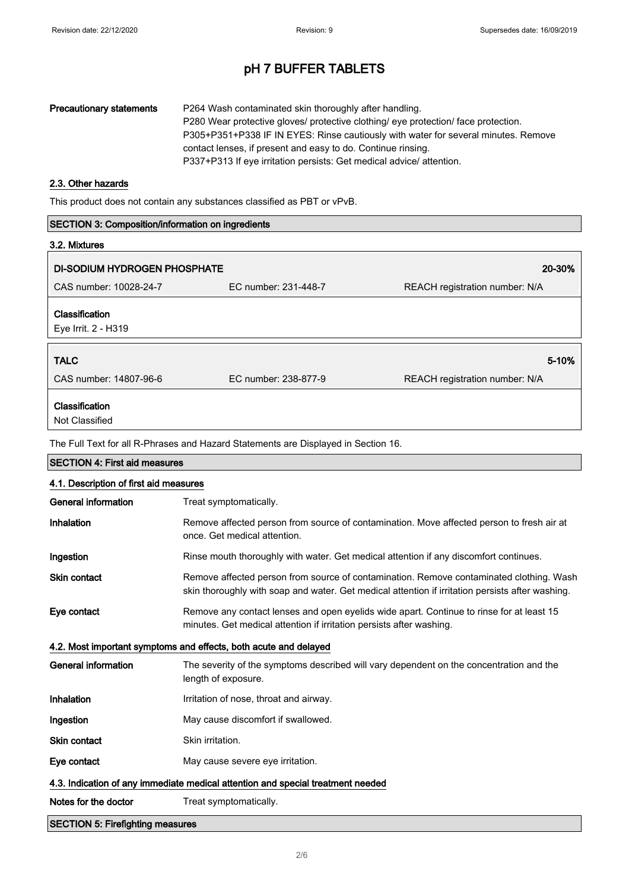| | |
|---|---|
| **Precautionary statements** | P264 Wash contaminated skin thoroughly after handling.<br>P280 Wear protective gloves/ protective clothing/ eye protection/ face protection.<br>P305+P351+P338 IF IN EYES: Rinse cautiously with water for several minutes. Remove contact lenses, if present and easy to do. Continue rinsing.<br>P337+P313 If eye irritation persists: Get medical advice/ attention. |

### 2.3. Other hazards

This product does not contain any substances classified as PBT or vPvB.

## SECTION 3: Composition/information on ingredients

### 3.2. Mixtures

| **DI-SODIUM HYDROGEN PHOSPHATE** | | **20-30%** |
|---|---|---|
| CAS number: 10028-24-7 | EC number: 231-448-7 | REACH registration number: N/A |

**Classification**
Eye Irrit. 2 - H319

| **TALC** | | **5-10%** |
|---|---|---|
| CAS number: 14807-96-6 | EC number: 238-877-9 | REACH registration number: N/A |

**Classification**
Not Classified

The Full Text for all R-Phrases and Hazard Statements are Displayed in Section 16.

## SECTION 4: First aid measures

### 4.1. Description of first aid measures

| | |
|---|---|
| **General information** | Treat symptomatically. |
| **Inhalation** | Remove affected person from source of contamination. Move affected person to fresh air at once. Get medical attention. |
| **Ingestion** | Rinse mouth thoroughly with water. Get medical attention if any discomfort continues. |
| **Skin contact** | Remove affected person from source of contamination. Remove contaminated clothing. Wash skin thoroughly with soap and water. Get medical attention if irritation persists after washing. |
| **Eye contact** | Remove any contact lenses and open eyelids wide apart. Continue to rinse for at least 15 minutes. Get medical attention if irritation persists after washing. |

### 4.2. Most important symptoms and effects, both acute and delayed

| | |
|---|---|
| **General information** | The severity of the symptoms described will vary dependent on the concentration and the length of exposure. |
| **Inhalation** | Irritation of nose, throat and airway. |
| **Ingestion** | May cause discomfort if swallowed. |
| **Skin contact** | Skin irritation. |
| **Eye contact** | May cause severe eye irritation. |

### 4.3. Indication of any immediate medical attention and special treatment needed

| | |
|---|---|
| **Notes for the doctor** | Treat symptomatically. |

## SECTION 5: Firefighting measures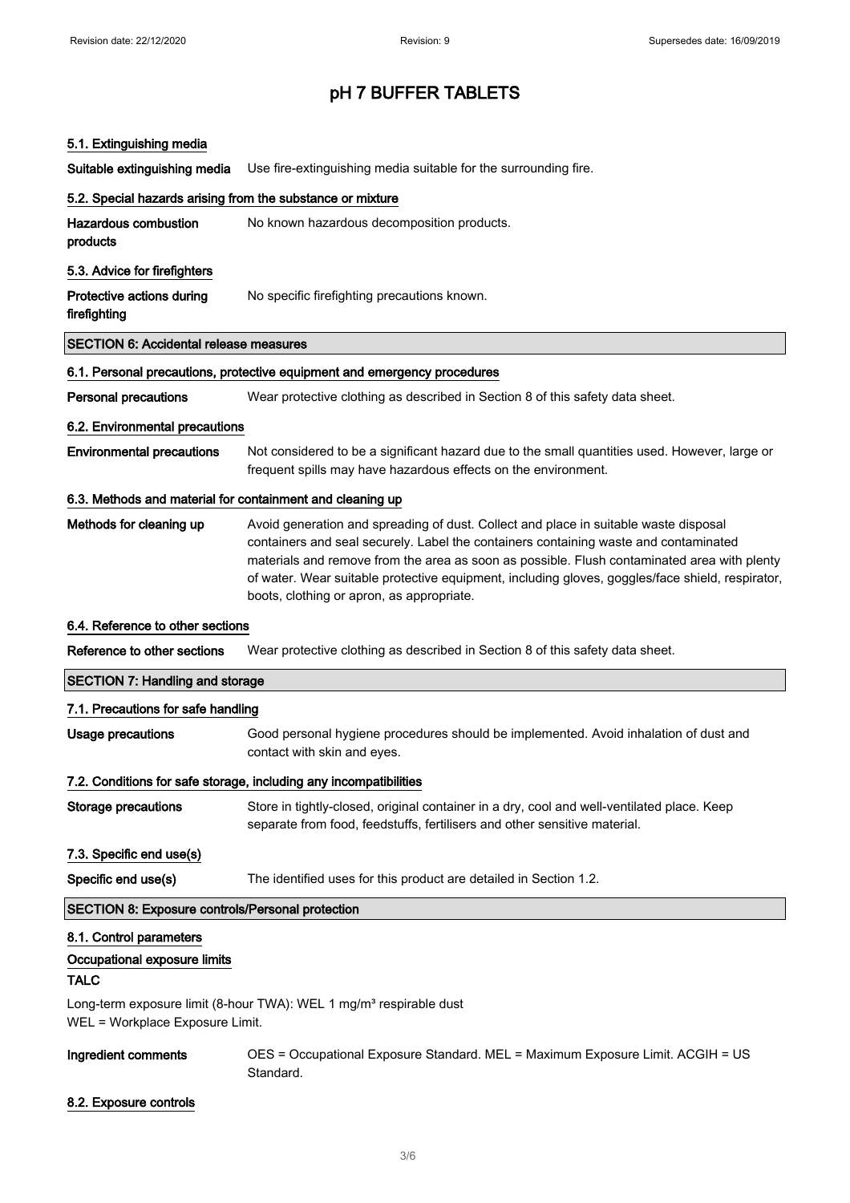# pH 7 BUFFER TABLETS

### 5.1. Extinguishing media

**Suitable extinguishing media** Use fire-extinguishing media suitable for the surrounding fire.

### 5.2. Special hazards arising from the substance or mixture

**Hazardous combustion products** No known hazardous decomposition products.

### 5.3. Advice for firefighters

**Protective actions during firefighting** No specific firefighting precautions known.

## SECTION 6: Accidental release measures

### 6.1. Personal precautions, protective equipment and emergency procedures

**Personal precautions** Wear protective clothing as described in Section 8 of this safety data sheet.

### 6.2. Environmental precautions

**Environmental precautions** Not considered to be a significant hazard due to the small quantities used. However, large or frequent spills may have hazardous effects on the environment.

### 6.3. Methods and material for containment and cleaning up

**Methods for cleaning up** Avoid generation and spreading of dust. Collect and place in suitable waste disposal containers and seal securely. Label the containers containing waste and contaminated materials and remove from the area as soon as possible. Flush contaminated area with plenty of water. Wear suitable protective equipment, including gloves, goggles/face shield, respirator, boots, clothing or apron, as appropriate.

### 6.4. Reference to other sections

**Reference to other sections** Wear protective clothing as described in Section 8 of this safety data sheet.

## SECTION 7: Handling and storage

### 7.1. Precautions for safe handling

**Usage precautions** Good personal hygiene procedures should be implemented. Avoid inhalation of dust and contact with skin and eyes.

### 7.2. Conditions for safe storage, including any incompatibilities

**Storage precautions** Store in tightly-closed, original container in a dry, cool and well-ventilated place. Keep separate from food, feedstuffs, fertilisers and other sensitive material.

### 7.3. Specific end use(s)

**Specific end use(s)** The identified uses for this product are detailed in Section 1.2.

## SECTION 8: Exposure controls/Personal protection

### 8.1. Control parameters

**Occupational exposure limits**

**TALC**

Long-term exposure limit (8-hour TWA): WEL 1 mg/m³ respirable dust
WEL = Workplace Exposure Limit.

**Ingredient comments** OES = Occupational Exposure Standard. MEL = Maximum Exposure Limit. ACGIH = US Standard.

### 8.2. Exposure controls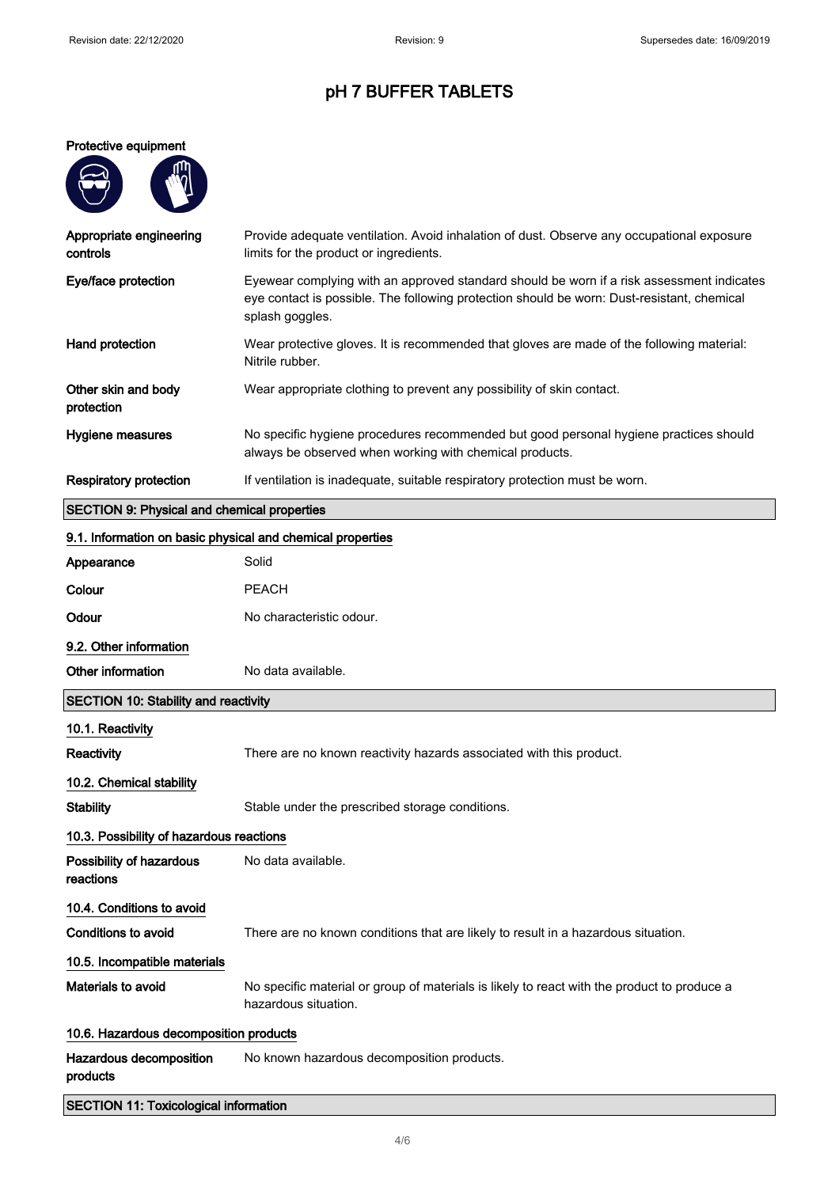# pH 7 BUFFER TABLETS

**Protective equipment**

| | |
|---|---|
| **Appropriate engineering controls** | Provide adequate ventilation. Avoid inhalation of dust. Observe any occupational exposure limits for the product or ingredients. |
| **Eye/face protection** | Eyewear complying with an approved standard should be worn if a risk assessment indicates eye contact is possible. The following protection should be worn: Dust-resistant, chemical splash goggles. |
| **Hand protection** | Wear protective gloves. It is recommended that gloves are made of the following material: Nitrile rubber. |
| **Other skin and body protection** | Wear appropriate clothing to prevent any possibility of skin contact. |
| **Hygiene measures** | No specific hygiene procedures recommended but good personal hygiene practices should always be observed when working with chemical products. |
| **Respiratory protection** | If ventilation is inadequate, suitable respiratory protection must be worn. |

## SECTION 9: Physical and chemical properties

### 9.1. Information on basic physical and chemical properties

| | |
|---|---|
| **Appearance** | Solid |
| **Colour** | PEACH |
| **Odour** | No characteristic odour. |

### 9.2. Other information

| | |
|---|---|
| **Other information** | No data available. |

## SECTION 10: Stability and reactivity

### 10.1. Reactivity

| | |
|---|---|
| **Reactivity** | There are no known reactivity hazards associated with this product. |

### 10.2. Chemical stability

| | |
|---|---|
| **Stability** | Stable under the prescribed storage conditions. |

### 10.3. Possibility of hazardous reactions

| | |
|---|---|
| **Possibility of hazardous reactions** | No data available. |

### 10.4. Conditions to avoid

| | |
|---|---|
| **Conditions to avoid** | There are no known conditions that are likely to result in a hazardous situation. |

### 10.5. Incompatible materials

| | |
|---|---|
| **Materials to avoid** | No specific material or group of materials is likely to react with the product to produce a hazardous situation. |

### 10.6. Hazardous decomposition products

| | |
|---|---|
| **Hazardous decomposition products** | No known hazardous decomposition products. |

## SECTION 11: Toxicological information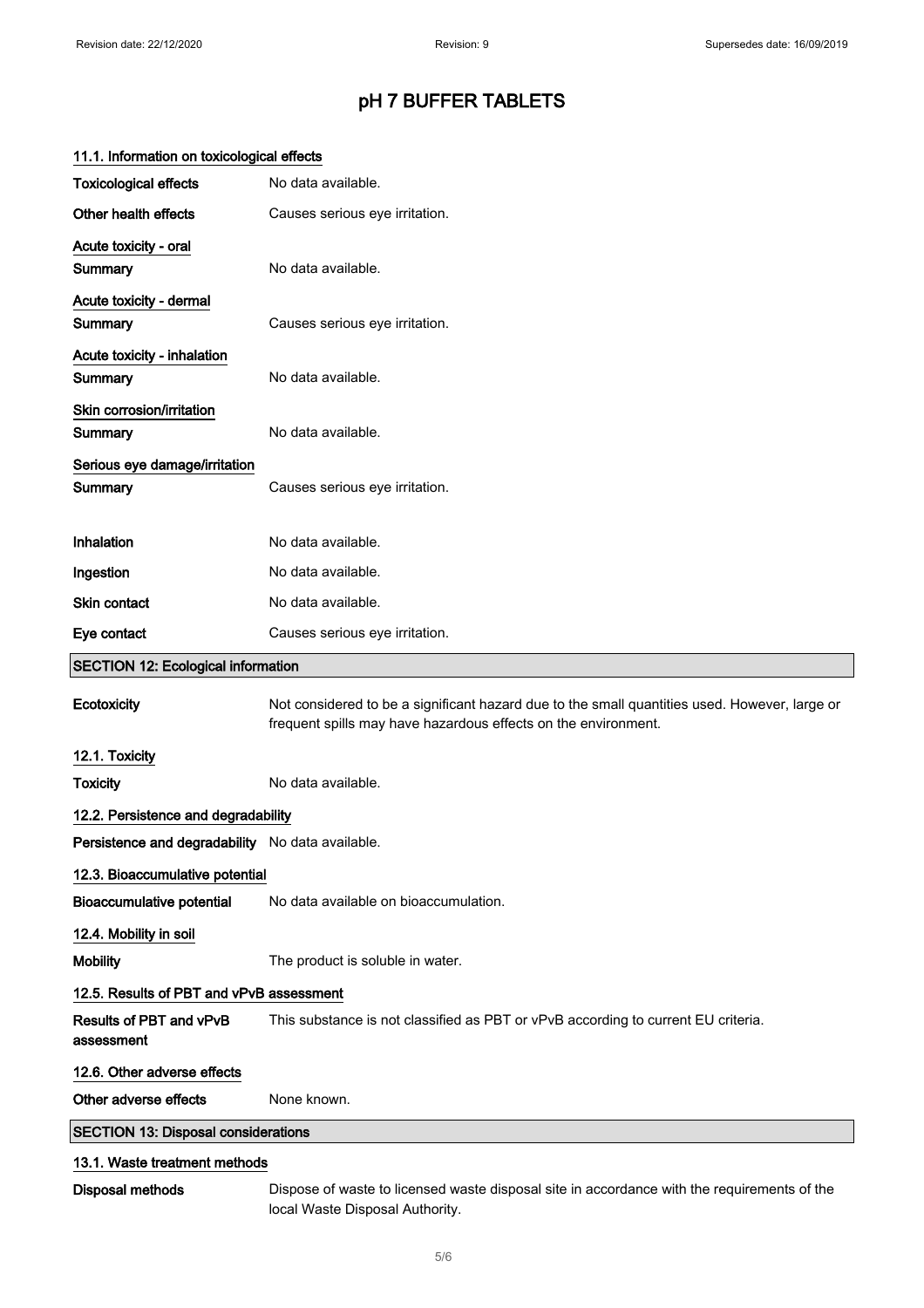# pH 7 BUFFER TABLETS

### 11.1. Information on toxicological effects

| | |
|---|---|
| **Toxicological effects** | No data available. |
| **Other health effects** | Causes serious eye irritation. |

**Acute toxicity - oral**

| | |
|---|---|
| **Summary** | No data available. |

**Acute toxicity - dermal**

| | |
|---|---|
| **Summary** | Causes serious eye irritation. |

**Acute toxicity - inhalation**

| | |
|---|---|
| **Summary** | No data available. |

**Skin corrosion/irritation**

| | |
|---|---|
| **Summary** | No data available. |

**Serious eye damage/irritation**

| | |
|---|---|
| **Summary** | Causes serious eye irritation. |

| | |
|---|---|
| **Inhalation** | No data available. |
| **Ingestion** | No data available. |
| **Skin contact** | No data available. |
| **Eye contact** | Causes serious eye irritation. |

## SECTION 12: Ecological information

| | |
|---|---|
| **Ecotoxicity** | Not considered to be a significant hazard due to the small quantities used. However, large or frequent spills may have hazardous effects on the environment. |

### 12.1. Toxicity

| | |
|---|---|
| **Toxicity** | No data available. |

### 12.2. Persistence and degradability

| | |
|---|---|
| **Persistence and degradability** | No data available. |

### 12.3. Bioaccumulative potential

| | |
|---|---|
| **Bioaccumulative potential** | No data available on bioaccumulation. |

### 12.4. Mobility in soil

| | |
|---|---|
| **Mobility** | The product is soluble in water. |

### 12.5. Results of PBT and vPvB assessment

| | |
|---|---|
| **Results of PBT and vPvB assessment** | This substance is not classified as PBT or vPvB according to current EU criteria. |

### 12.6. Other adverse effects

| | |
|---|---|
| **Other adverse effects** | None known. |

## SECTION 13: Disposal considerations

### 13.1. Waste treatment methods

| | |
|---|---|
| **Disposal methods** | Dispose of waste to licensed waste disposal site in accordance with the requirements of the local Waste Disposal Authority. |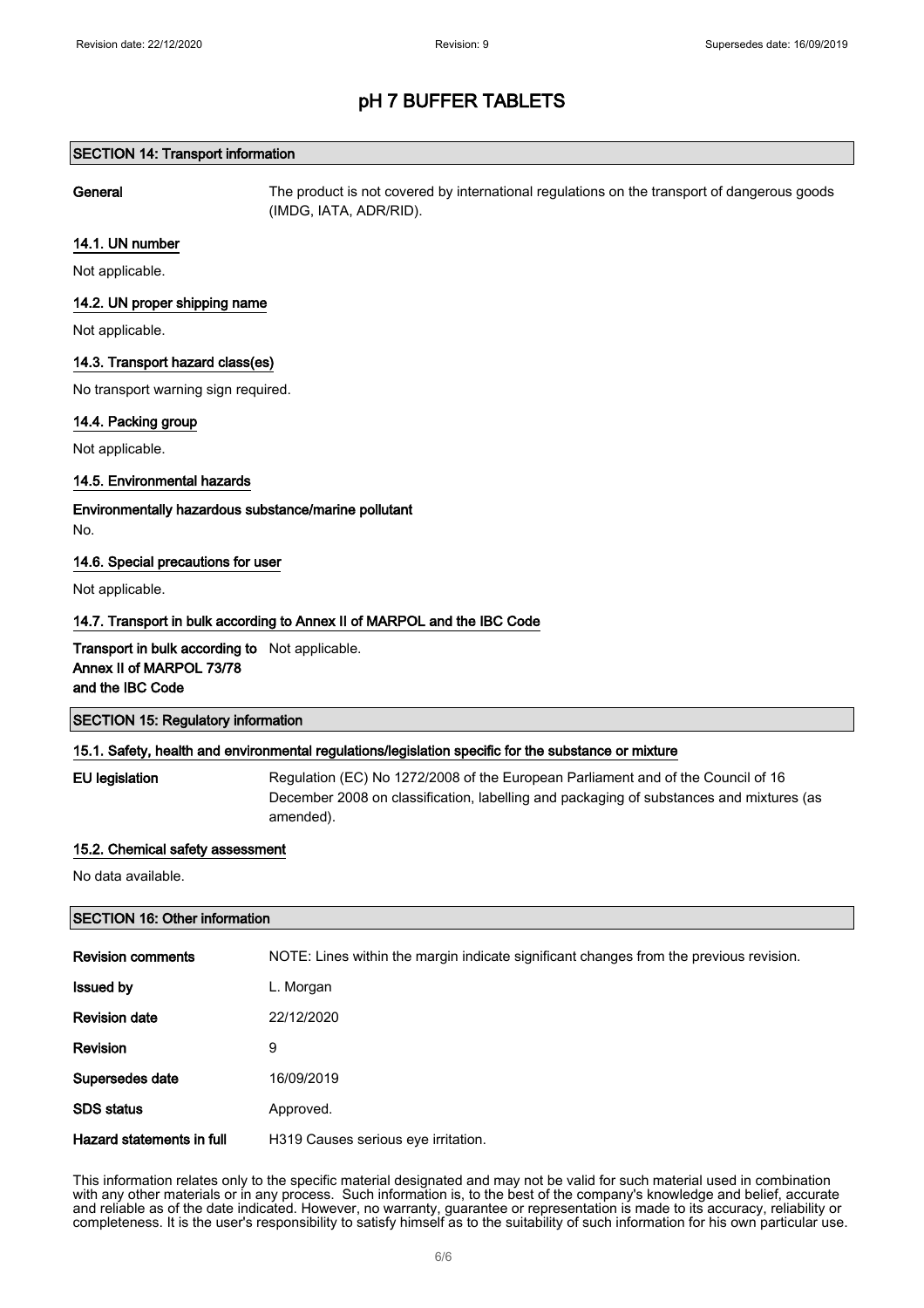# pH 7 BUFFER TABLETS

## SECTION 14: Transport information

**General** The product is not covered by international regulations on the transport of dangerous goods (IMDG, IATA, ADR/RID).

### 14.1. UN number

Not applicable.

### 14.2. UN proper shipping name

Not applicable.

### 14.3. Transport hazard class(es)

No transport warning sign required.

### 14.4. Packing group

Not applicable.

### 14.5. Environmental hazards

**Environmentally hazardous substance/marine pollutant**

No.

### 14.6. Special precautions for user

Not applicable.

### 14.7. Transport in bulk according to Annex II of MARPOL and the IBC Code

**Transport in bulk according to Annex II of MARPOL 73/78 and the IBC Code** Not applicable.

## SECTION 15: Regulatory information

### 15.1. Safety, health and environmental regulations/legislation specific for the substance or mixture

**EU legislation** Regulation (EC) No 1272/2008 of the European Parliament and of the Council of 16 December 2008 on classification, labelling and packaging of substances and mixtures (as amended).

### 15.2. Chemical safety assessment

No data available.

## SECTION 16: Other information

| | |
|---|---|
| **Revision comments** | NOTE: Lines within the margin indicate significant changes from the previous revision. |
| **Issued by** | L. Morgan |
| **Revision date** | 22/12/2020 |
| **Revision** | 9 |
| **Supersedes date** | 16/09/2019 |
| **SDS status** | Approved. |
| **Hazard statements in full** | H319 Causes serious eye irritation. |

This information relates only to the specific material designated and may not be valid for such material used in combination with any other materials or in any process. Such information is, to the best of the company's knowledge and belief, accurate and reliable as of the date indicated. However, no warranty, guarantee or representation is made to its accuracy, reliability or completeness. It is the user's responsibility to satisfy himself as to the suitability of such information for his own particular use.